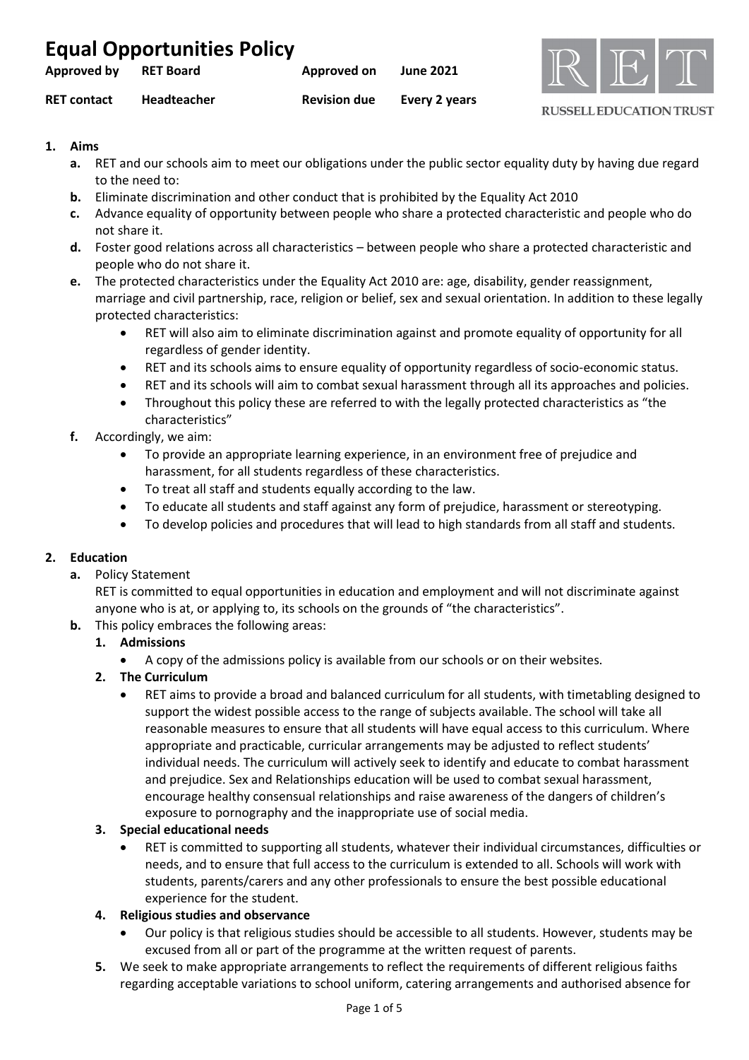# Equal Opportunities Policy

| Approved by | RET Board | Approved on | June 2021 |
| --- | --- | --- | --- |
| RET contact | Headteacher | Revision due | Every 2 years |

RUSSELL EDUCATION TRUST

1. **Aims**
   - **a.** RET and our schools aim to meet our obligations under the public sector equality duty by having due regard to the need to:
   - **b.** Eliminate discrimination and other conduct that is prohibited by the Equality Act 2010
   - **c.** Advance equality of opportunity between people who share a protected characteristic and people who do not share it.
   - **d.** Foster good relations across all characteristics – between people who share a protected characteristic and people who do not share it.
   - **e.** The protected characteristics under the Equality Act 2010 are: age, disability, gender reassignment, marriage and civil partnership, race, religion or belief, sex and sexual orientation. In addition to these legally protected characteristics:
     - RET will also aim to eliminate discrimination against and promote equality of opportunity for all regardless of gender identity.
     - RET and its schools aims to ensure equality of opportunity regardless of socio-economic status.
     - RET and its schools will aim to combat sexual harassment through all its approaches and policies.
     - Throughout this policy these are referred to with the legally protected characteristics as "the characteristics"
   - **f.** Accordingly, we aim:
     - To provide an appropriate learning experience, in an environment free of prejudice and harassment, for all students regardless of these characteristics.
     - To treat all staff and students equally according to the law.
     - To educate all students and staff against any form of prejudice, harassment or stereotyping.
     - To develop policies and procedures that will lead to high standards from all staff and students.

2. **Education**
   - **a.** Policy Statement
     RET is committed to equal opportunities in education and employment and will not discriminate against anyone who is at, or applying to, its schools on the grounds of "the characteristics".
   - **b.** This policy embraces the following areas:
     1. **Admissions**
        - A copy of the admissions policy is available from our schools or on their websites.
     2. **The Curriculum**
        - RET aims to provide a broad and balanced curriculum for all students, with timetabling designed to support the widest possible access to the range of subjects available. The school will take all reasonable measures to ensure that all students will have equal access to this curriculum. Where appropriate and practicable, curricular arrangements may be adjusted to reflect students' individual needs. The curriculum will actively seek to identify and educate to combat harassment and prejudice. Sex and Relationships education will be used to combat sexual harassment, encourage healthy consensual relationships and raise awareness of the dangers of children's exposure to pornography and the inappropriate use of social media.
     3. **Special educational needs**
        - RET is committed to supporting all students, whatever their individual circumstances, difficulties or needs, and to ensure that full access to the curriculum is extended to all. Schools will work with students, parents/carers and any other professionals to ensure the best possible educational experience for the student.
     4. **Religious studies and observance**
        - Our policy is that religious studies should be accessible to all students. However, students may be excused from all or part of the programme at the written request of parents.
     5. We seek to make appropriate arrangements to reflect the requirements of different religious faiths regarding acceptable variations to school uniform, catering arrangements and authorised absence for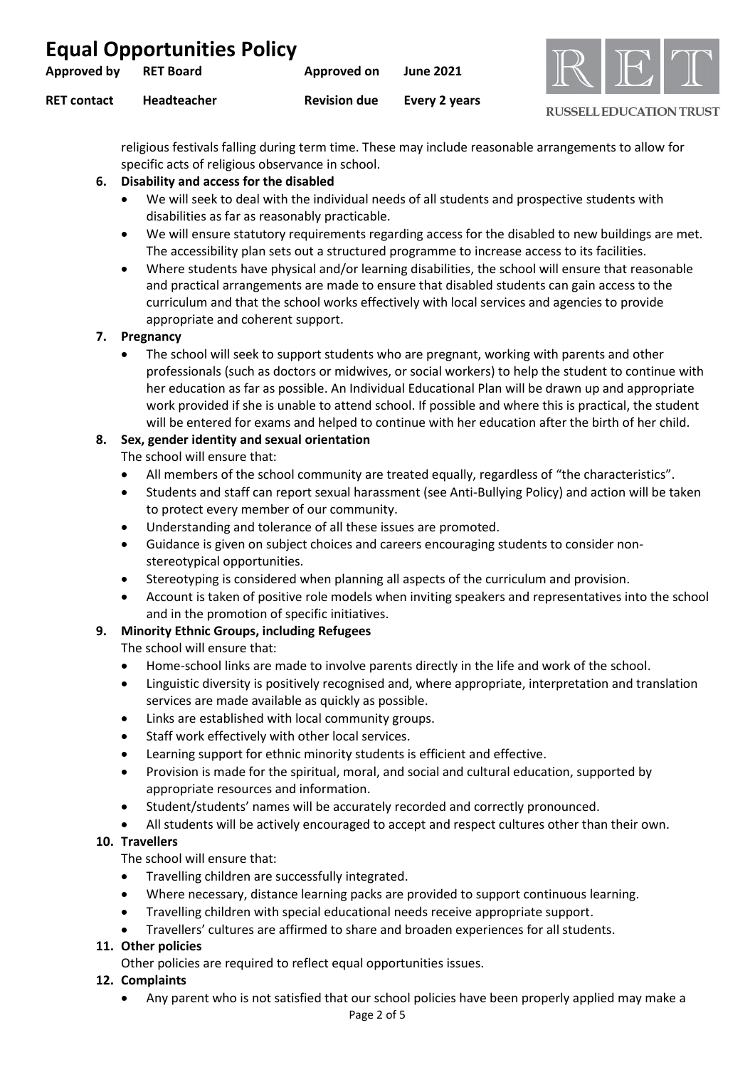religious festivals falling during term time. These may include reasonable arrangements to allow for specific acts of religious observance in school.

6. **Disability and access for the disabled**
   - We will seek to deal with the individual needs of all students and prospective students with disabilities as far as reasonably practicable.
   - We will ensure statutory requirements regarding access for the disabled to new buildings are met. The accessibility plan sets out a structured programme to increase access to its facilities.
   - Where students have physical and/or learning disabilities, the school will ensure that reasonable and practical arrangements are made to ensure that disabled students can gain access to the curriculum and that the school works effectively with local services and agencies to provide appropriate and coherent support.
7. **Pregnancy**
   - The school will seek to support students who are pregnant, working with parents and other professionals (such as doctors or midwives, or social workers) to help the student to continue with her education as far as possible. An Individual Educational Plan will be drawn up and appropriate work provided if she is unable to attend school. If possible and where this is practical, the student will be entered for exams and helped to continue with her education after the birth of her child.
8. **Sex, gender identity and sexual orientation**

   The school will ensure that:
   - All members of the school community are treated equally, regardless of "the characteristics".
   - Students and staff can report sexual harassment (see Anti-Bullying Policy) and action will be taken to protect every member of our community.
   - Understanding and tolerance of all these issues are promoted.
   - Guidance is given on subject choices and careers encouraging students to consider non-stereotypical opportunities.
   - Stereotyping is considered when planning all aspects of the curriculum and provision.
   - Account is taken of positive role models when inviting speakers and representatives into the school and in the promotion of specific initiatives.
9. **Minority Ethnic Groups, including Refugees**

   The school will ensure that:
   - Home-school links are made to involve parents directly in the life and work of the school.
   - Linguistic diversity is positively recognised and, where appropriate, interpretation and translation services are made available as quickly as possible.
   - Links are established with local community groups.
   - Staff work effectively with other local services.
   - Learning support for ethnic minority students is efficient and effective.
   - Provision is made for the spiritual, moral, and social and cultural education, supported by appropriate resources and information.
   - Student/students' names will be accurately recorded and correctly pronounced.
   - All students will be actively encouraged to accept and respect cultures other than their own.
10. **Travellers**

    The school will ensure that:
    - Travelling children are successfully integrated.
    - Where necessary, distance learning packs are provided to support continuous learning.
    - Travelling children with special educational needs receive appropriate support.
    - Travellers' cultures are affirmed to share and broaden experiences for all students.
11. **Other policies**

    Other policies are required to reflect equal opportunities issues.
12. **Complaints**
    - Any parent who is not satisfied that our school policies have been properly applied may make a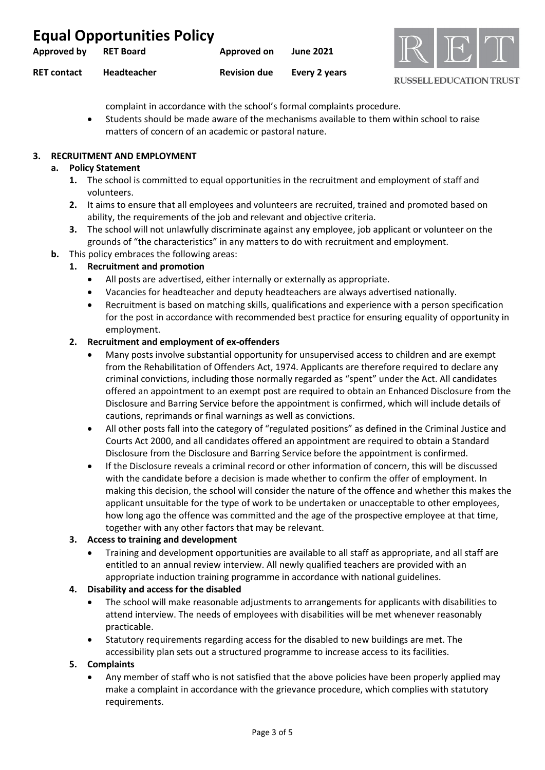complaint in accordance with the school's formal complaints procedure.

- Students should be made aware of the mechanisms available to them within school to raise matters of concern of an academic or pastoral nature.

## 3. RECRUITMENT AND EMPLOYMENT

### a. Policy Statement

1. The school is committed to equal opportunities in the recruitment and employment of staff and volunteers.
2. It aims to ensure that all employees and volunteers are recruited, trained and promoted based on ability, the requirements of the job and relevant and objective criteria.
3. The school will not unlawfully discriminate against any employee, job applicant or volunteer on the grounds of "the characteristics" in any matters to do with recruitment and employment.

### b. This policy embraces the following areas:

**1. Recruitment and promotion**

- All posts are advertised, either internally or externally as appropriate.
- Vacancies for headteacher and deputy headteachers are always advertised nationally.
- Recruitment is based on matching skills, qualifications and experience with a person specification for the post in accordance with recommended best practice for ensuring equality of opportunity in employment.

**2. Recruitment and employment of ex-offenders**

- Many posts involve substantial opportunity for unsupervised access to children and are exempt from the Rehabilitation of Offenders Act, 1974. Applicants are therefore required to declare any criminal convictions, including those normally regarded as "spent" under the Act. All candidates offered an appointment to an exempt post are required to obtain an Enhanced Disclosure from the Disclosure and Barring Service before the appointment is confirmed, which will include details of cautions, reprimands or final warnings as well as convictions.
- All other posts fall into the category of "regulated positions" as defined in the Criminal Justice and Courts Act 2000, and all candidates offered an appointment are required to obtain a Standard Disclosure from the Disclosure and Barring Service before the appointment is confirmed.
- If the Disclosure reveals a criminal record or other information of concern, this will be discussed with the candidate before a decision is made whether to confirm the offer of employment. In making this decision, the school will consider the nature of the offence and whether this makes the applicant unsuitable for the type of work to be undertaken or unacceptable to other employees, how long ago the offence was committed and the age of the prospective employee at that time, together with any other factors that may be relevant.

**3. Access to training and development**

- Training and development opportunities are available to all staff as appropriate, and all staff are entitled to an annual review interview. All newly qualified teachers are provided with an appropriate induction training programme in accordance with national guidelines.

**4. Disability and access for the disabled**

- The school will make reasonable adjustments to arrangements for applicants with disabilities to attend interview. The needs of employees with disabilities will be met whenever reasonably practicable.
- Statutory requirements regarding access for the disabled to new buildings are met. The accessibility plan sets out a structured programme to increase access to its facilities.

**5. Complaints**

- Any member of staff who is not satisfied that the above policies have been properly applied may make a complaint in accordance with the grievance procedure, which complies with statutory requirements.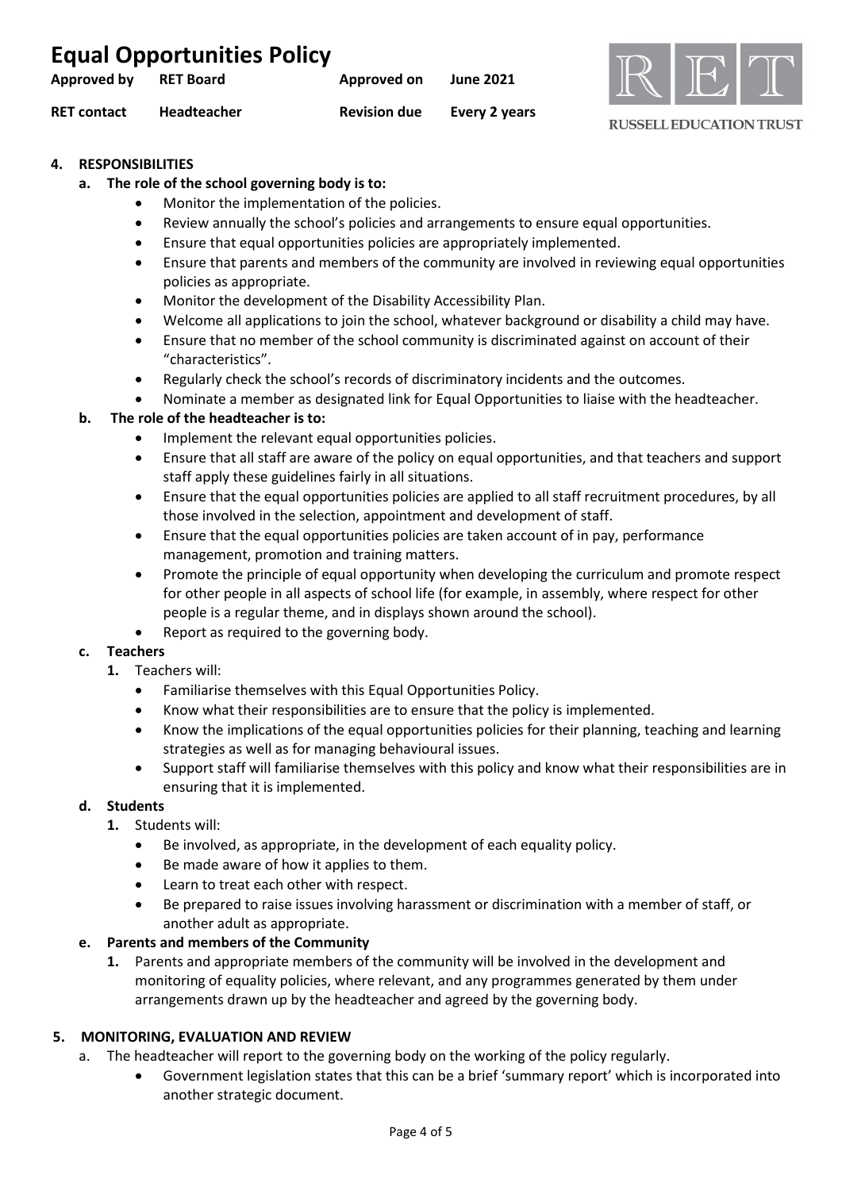## 4. RESPONSIBILITIES

**a. The role of the school governing body is to:**

- Monitor the implementation of the policies.
- Review annually the school's policies and arrangements to ensure equal opportunities.
- Ensure that equal opportunities policies are appropriately implemented.
- Ensure that parents and members of the community are involved in reviewing equal opportunities policies as appropriate.
- Monitor the development of the Disability Accessibility Plan.
- Welcome all applications to join the school, whatever background or disability a child may have.
- Ensure that no member of the school community is discriminated against on account of their "characteristics".
- Regularly check the school's records of discriminatory incidents and the outcomes.
- Nominate a member as designated link for Equal Opportunities to liaise with the headteacher.

**b. The role of the headteacher is to:**

- Implement the relevant equal opportunities policies.
- Ensure that all staff are aware of the policy on equal opportunities, and that teachers and support staff apply these guidelines fairly in all situations.
- Ensure that the equal opportunities policies are applied to all staff recruitment procedures, by all those involved in the selection, appointment and development of staff.
- Ensure that the equal opportunities policies are taken account of in pay, performance management, promotion and training matters.
- Promote the principle of equal opportunity when developing the curriculum and promote respect for other people in all aspects of school life (for example, in assembly, where respect for other people is a regular theme, and in displays shown around the school).
- Report as required to the governing body.

**c. Teachers**

1. Teachers will:
   - Familiarise themselves with this Equal Opportunities Policy.
   - Know what their responsibilities are to ensure that the policy is implemented.
   - Know the implications of the equal opportunities policies for their planning, teaching and learning strategies as well as for managing behavioural issues.
   - Support staff will familiarise themselves with this policy and know what their responsibilities are in ensuring that it is implemented.

**d. Students**

1. Students will:
   - Be involved, as appropriate, in the development of each equality policy.
   - Be made aware of how it applies to them.
   - Learn to treat each other with respect.
   - Be prepared to raise issues involving harassment or discrimination with a member of staff, or another adult as appropriate.

**e. Parents and members of the Community**

1. Parents and appropriate members of the community will be involved in the development and monitoring of equality policies, where relevant, and any programmes generated by them under arrangements drawn up by the headteacher and agreed by the governing body.

## 5. MONITORING, EVALUATION AND REVIEW

a. The headteacher will report to the governing body on the working of the policy regularly.
   - Government legislation states that this can be a brief 'summary report' which is incorporated into another strategic document.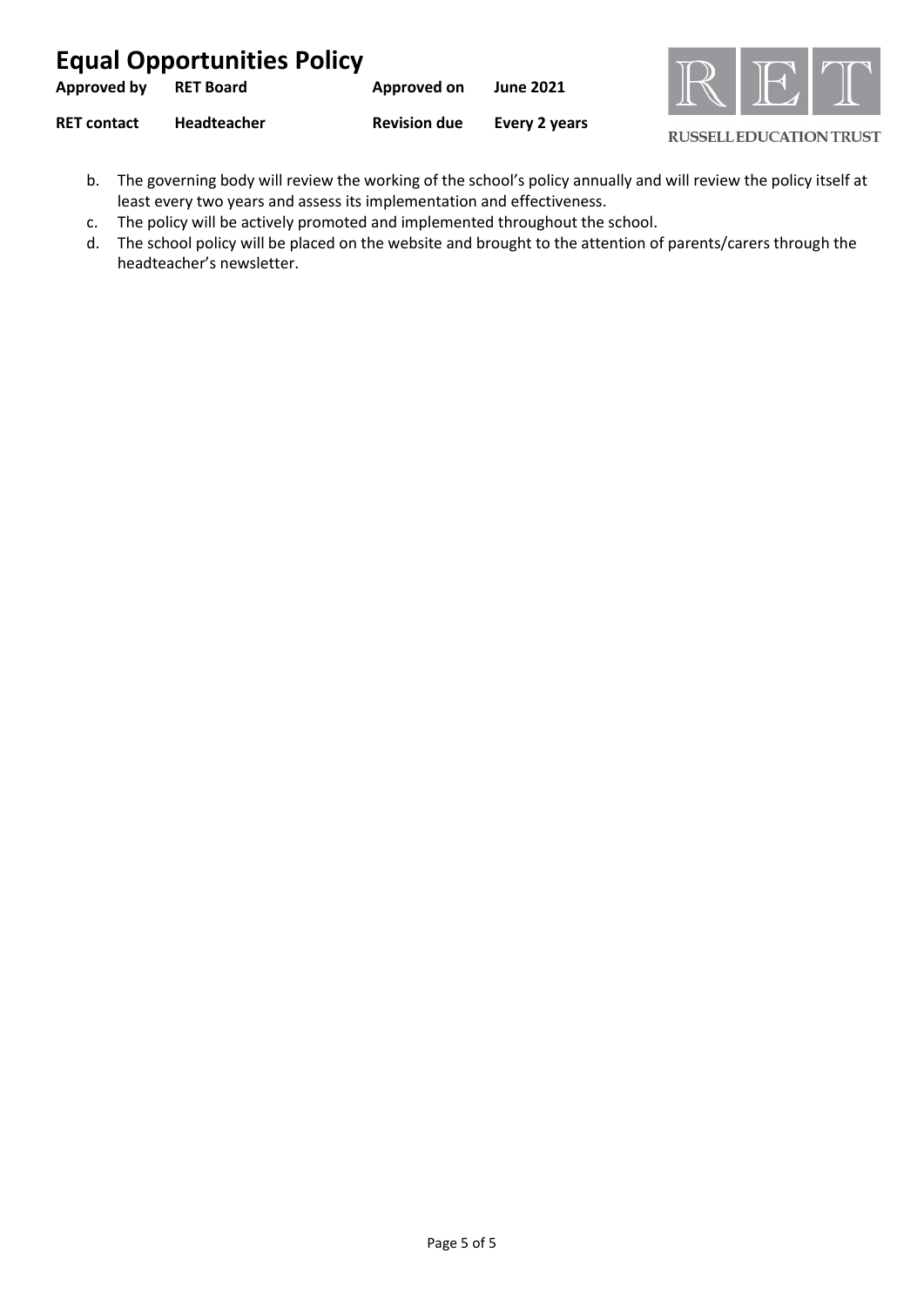b. The governing body will review the working of the school's policy annually and will review the policy itself at least every two years and assess its implementation and effectiveness.
c. The policy will be actively promoted and implemented throughout the school.
d. The school policy will be placed on the website and brought to the attention of parents/carers through the headteacher's newsletter.